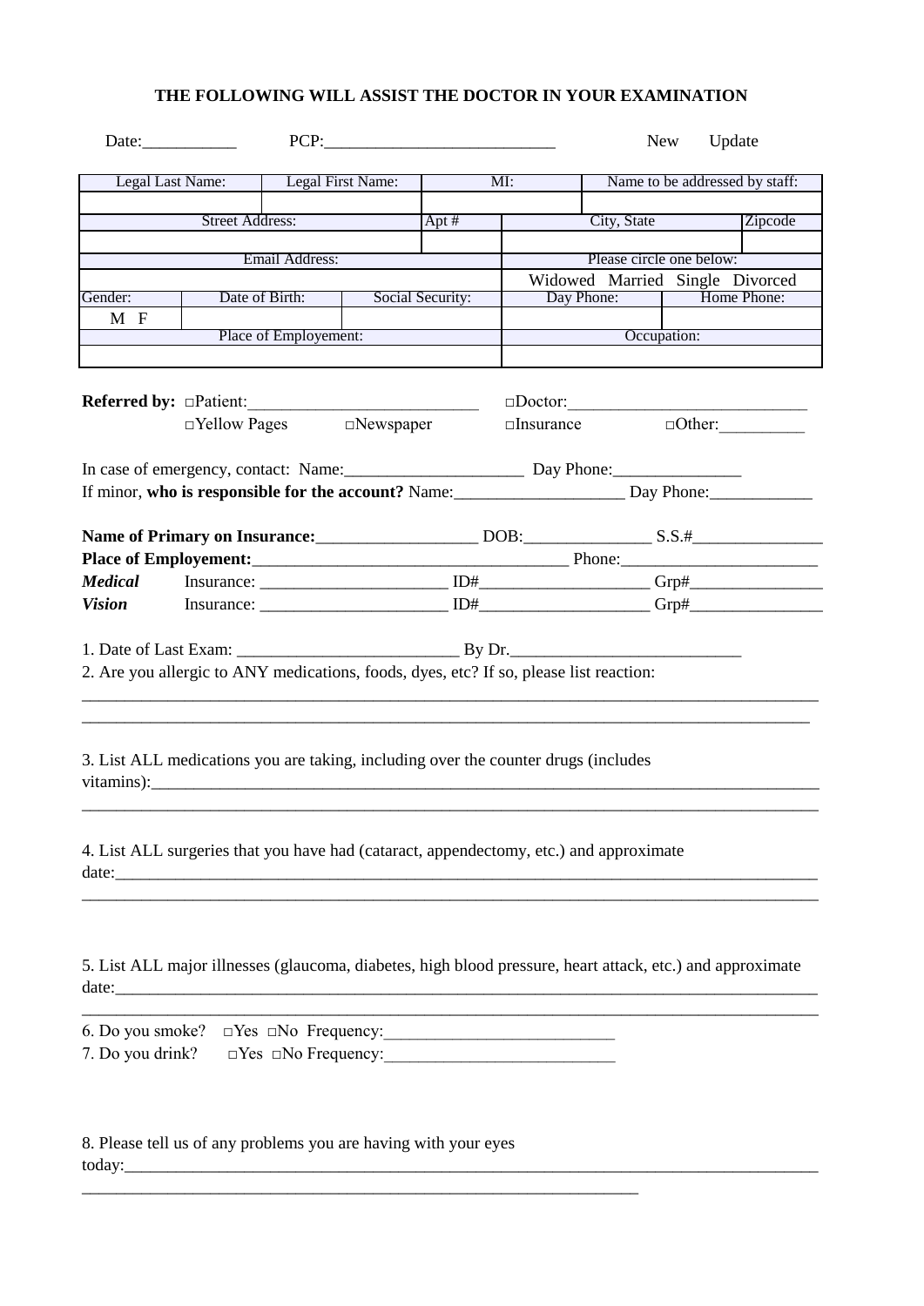**THE FOLLOWING WILL ASSIST THE DOCTOR IN YOUR EXAMINATION**

Date:___________ PCP:___________________________ New Update

| Legal Last Name: | Legal First Name: | MI: | Name to be addressed by staff: |
|---|---|---|---|
| | | | |

| Street Address: | Apt # | City, State | Zipcode |
|---|---|---|---|
| | | | |

| Email Address: | Please circle one below: |
|---|---|
| | Widowed Married Single Divorced |

| Gender: | Date of Birth: | Social Security: | Day Phone: | Home Phone: |
|---|---|---|---|---|
| M F | | | | |

| Place of Employement: | Occupation: |
|---|---|
| | |

**Referred by:** □Patient:___________________________ □Doctor:___________________________
□Yellow Pages □Newspaper □Insurance □Other:__________

In case of emergency, contact: Name:_____________________ Day Phone:_______________
If minor, **who is responsible for the account?** Name:____________________ Day Phone:____________

**Name of Primary on Insurance:**___________________ DOB:_______________ S.S.#_______________
**Place of Employement:**____________________________________ Phone:________________________
***Medical*** Insurance: ______________________ ID#____________________ Grp#________________
***Vision*** Insurance: ______________________ ID#____________________ Grp#________________

1. Date of Last Exam: __________________________ By Dr.___________________________
2. Are you allergic to ANY medications, foods, dyes, etc? If so, please list reaction:
_____________________________________________________________________________________
_____________________________________________________________________________________

3. List ALL medications you are taking, including over the counter drugs (includes vitamins):___________________________________________________________________________
_____________________________________________________________________________________

4. List ALL surgeries that you have had (cataract, appendectomy, etc.) and approximate date:_________________________________________________________________________________
_____________________________________________________________________________________

5. List ALL major illnesses (glaucoma, diabetes, high blood pressure, heart attack, etc.) and approximate date:_________________________________________________________________________________
_____________________________________________________________________________________

6. Do you smoke? □Yes □No Frequency:___________________________
7. Do you drink? □Yes □No Frequency:___________________________

8. Please tell us of any problems you are having with your eyes today:________________________________________________________________________________
_________________________________________________________________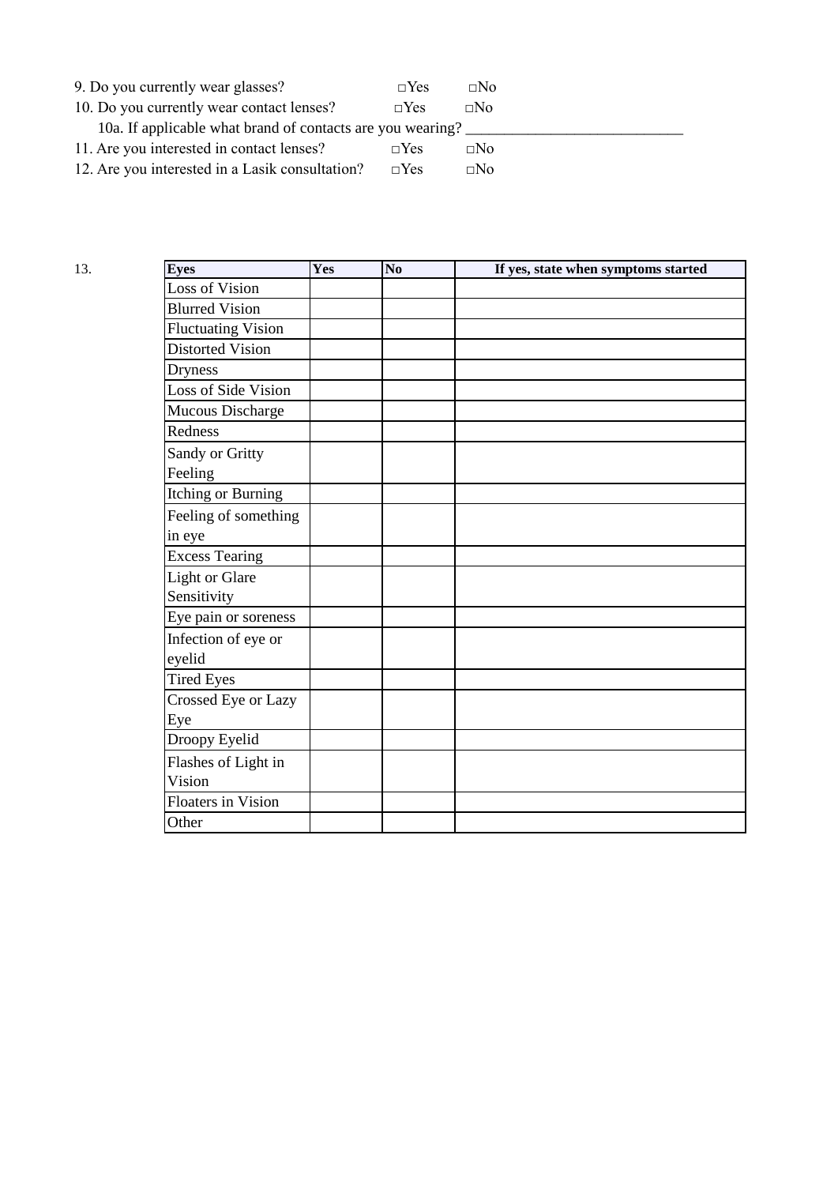9. Do you currently wear glasses? □Yes □No

10. Do you currently wear contact lenses? □Yes □No

10a. If applicable what brand of contacts are you wearing? ____________________________

11. Are you interested in contact lenses? □Yes □No

12. Are you interested in a Lasik consultation? □Yes □No

13.

| Eyes | Yes | No | If yes, state when symptoms started |
|---|---|---|---|
| Loss of Vision | | | |
| Blurred Vision | | | |
| Fluctuating Vision | | | |
| Distorted Vision | | | |
| Dryness | | | |
| Loss of Side Vision | | | |
| Mucous Discharge | | | |
| Redness | | | |
| Sandy or Gritty Feeling | | | |
| Itching or Burning | | | |
| Feeling of something in eye | | | |
| Excess Tearing | | | |
| Light or Glare Sensitivity | | | |
| Eye pain or soreness | | | |
| Infection of eye or eyelid | | | |
| Tired Eyes | | | |
| Crossed Eye or Lazy Eye | | | |
| Droopy Eyelid | | | |
| Flashes of Light in Vision | | | |
| Floaters in Vision | | | |
| Other | | | |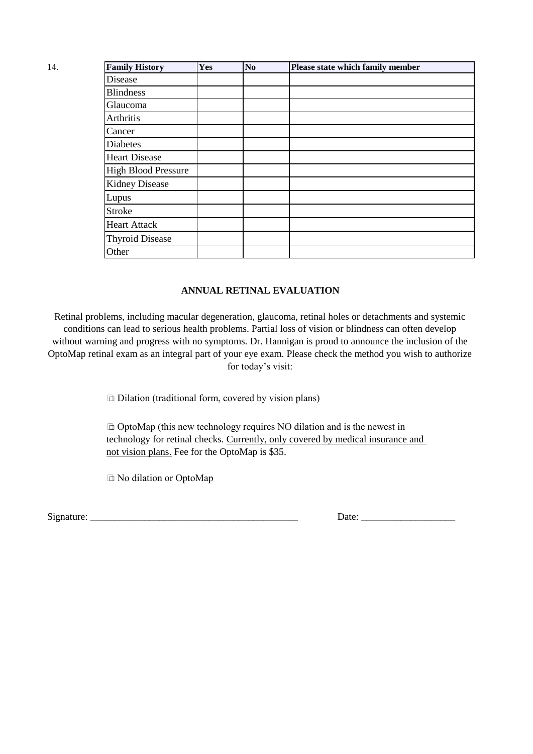14.

| **Family History** | **Yes** | **No** | **Please state which family member** |
|---|---|---|---|
| Disease | | | |
| Blindness | | | |
| Glaucoma | | | |
| Arthritis | | | |
| Cancer | | | |
| Diabetes | | | |
| Heart Disease | | | |
| High Blood Pressure | | | |
| Kidney Disease | | | |
| Lupus | | | |
| Stroke | | | |
| Heart Attack | | | |
| Thyroid Disease | | | |
| Other | | | |

## ANNUAL RETINAL EVALUATION

Retinal problems, including macular degeneration, glaucoma, retinal holes or detachments and systemic conditions can lead to serious health problems. Partial loss of vision or blindness can often develop without warning and progress with no symptoms. Dr. Hannigan is proud to announce the inclusion of the OptoMap retinal exam as an integral part of your eye exam. Please check the method you wish to authorize for today's visit:

☐ Dilation (traditional form, covered by vision plans)

☐ OptoMap (this new technology requires NO dilation and is the newest in technology for retinal checks. Currently, only covered by medical insurance and not vision plans. Fee for the OptoMap is $35.

☐ No dilation or OptoMap

Signature: ________________________________________ Date: ___________________